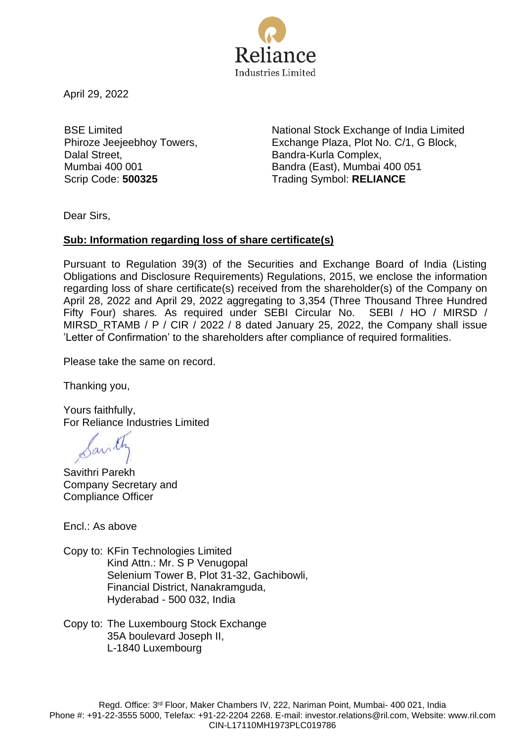Reliance
Industries Limited

April 29, 2022

BSE Limited
Phiroze Jeejeebhoy Towers,
Dalal Street,
Mumbai 400 001
Scrip Code: **500325**

National Stock Exchange of India Limited
Exchange Plaza, Plot No. C/1, G Block,
Bandra-Kurla Complex,
Bandra (East), Mumbai 400 051
Trading Symbol: **RELIANCE**

Dear Sirs,

**Sub: Information regarding loss of share certificate(s)**

Pursuant to Regulation 39(3) of the Securities and Exchange Board of India (Listing Obligations and Disclosure Requirements) Regulations, 2015, we enclose the information regarding loss of share certificate(s) received from the shareholder(s) of the Company on April 28, 2022 and April 29, 2022 aggregating to 3,354 (Three Thousand Three Hundred Fifty Four) shares. As required under SEBI Circular No. SEBI / HO / MIRSD / MIRSD_RTAMB / P / CIR / 2022 / 8 dated January 25, 2022, the Company shall issue 'Letter of Confirmation' to the shareholders after compliance of required formalities.

Please take the same on record.

Thanking you,

Yours faithfully,
For Reliance Industries Limited

Savithri Parekh
Company Secretary and
Compliance Officer

Encl.: As above

Copy to: KFin Technologies Limited
Kind Attn.: Mr. S P Venugopal
Selenium Tower B, Plot 31-32, Gachibowli,
Financial District, Nanakramguda,
Hyderabad - 500 032, India

Copy to: The Luxembourg Stock Exchange
35A boulevard Joseph II,
L-1840 Luxembourg

Regd. Office: 3rd Floor, Maker Chambers IV, 222, Nariman Point, Mumbai- 400 021, India
Phone #: +91-22-3555 5000, Telefax: +91-22-2204 2268. E-mail: investor.relations@ril.com, Website: www.ril.com
CIN-L17110MH1973PLC019786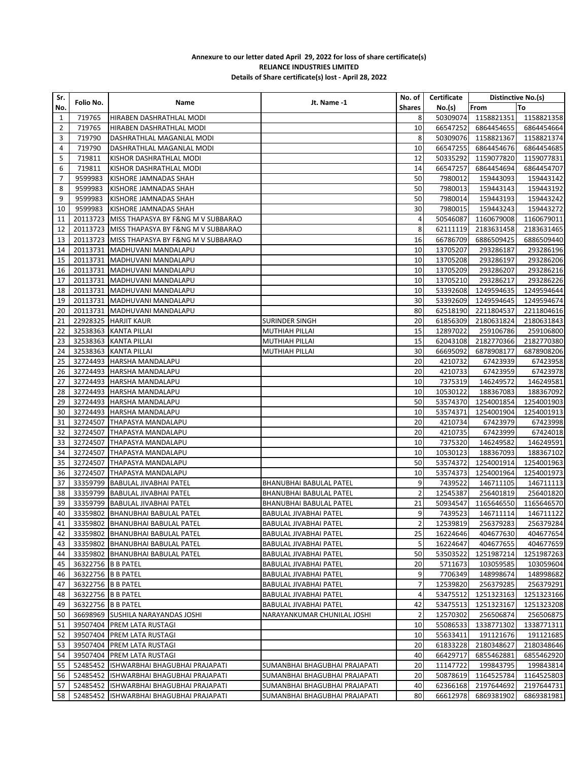**Annexure to our letter dated April 29, 2022 for loss of share certificate(s)**
**RELIANCE INDUSTRIES LIMITED**
**Details of Share certificate(s) lost - April 28, 2022**

| Sr. No. | Folio No. | Name | Jt. Name -1 | No. of Shares | Certificate No.(s) | Distinctive No.(s) From | To |
|---|---|---|---|---|---|---|---|
| 1 | 719765 | HIRABEN DASHRATHLAL MODI | | 8 | 50309074 | 1158821351 | 1158821358 |
| 2 | 719765 | HIRABEN DASHRATHLAL MODI | | 10 | 66547252 | 6864454655 | 6864454664 |
| 3 | 719790 | DASHRATHLAL MAGANLAL MODI | | 8 | 50309076 | 1158821367 | 1158821374 |
| 4 | 719790 | DASHRATHLAL MAGANLAL MODI | | 10 | 66547255 | 6864454676 | 6864454685 |
| 5 | 719811 | KISHOR DASHRATHLAL MODI | | 12 | 50335292 | 1159077820 | 1159077831 |
| 6 | 719811 | KISHOR DASHRATHLAL MODI | | 14 | 66547257 | 6864454694 | 6864454707 |
| 7 | 9599983 | KISHORE JAMNADAS SHAH | | 50 | 7980012 | 159443093 | 159443142 |
| 8 | 9599983 | KISHORE JAMNADAS SHAH | | 50 | 7980013 | 159443143 | 159443192 |
| 9 | 9599983 | KISHORE JAMNADAS SHAH | | 50 | 7980014 | 159443193 | 159443242 |
| 10 | 9599983 | KISHORE JAMNADAS SHAH | | 30 | 7980015 | 159443243 | 159443272 |
| 11 | 20113723 | MISS THAPASYA BY F&NG M V SUBBARAO | | 4 | 50546087 | 1160679008 | 1160679011 |
| 12 | 20113723 | MISS THAPASYA BY F&NG M V SUBBARAO | | 8 | 62111119 | 2183631458 | 2183631465 |
| 13 | 20113723 | MISS THAPASYA BY F&NG M V SUBBARAO | | 16 | 66786709 | 6886509425 | 6886509440 |
| 14 | 20113731 | MADHUVANI MANDALAPU | | 10 | 13705207 | 293286187 | 293286196 |
| 15 | 20113731 | MADHUVANI MANDALAPU | | 10 | 13705208 | 293286197 | 293286206 |
| 16 | 20113731 | MADHUVANI MANDALAPU | | 10 | 13705209 | 293286207 | 293286216 |
| 17 | 20113731 | MADHUVANI MANDALAPU | | 10 | 13705210 | 293286217 | 293286226 |
| 18 | 20113731 | MADHUVANI MANDALAPU | | 10 | 53392608 | 1249594635 | 1249594644 |
| 19 | 20113731 | MADHUVANI MANDALAPU | | 30 | 53392609 | 1249594645 | 1249594674 |
| 20 | 20113731 | MADHUVANI MANDALAPU | | 80 | 62518190 | 2211804537 | 2211804616 |
| 21 | 22928325 | HARJIT KAUR | SURINDER SINGH | 20 | 61856309 | 2180631824 | 2180631843 |
| 22 | 32538363 | KANTA PILLAI | MUTHIAH PILLAI | 15 | 12897022 | 259106786 | 259106800 |
| 23 | 32538363 | KANTA PILLAI | MUTHIAH PILLAI | 15 | 62043108 | 2182770366 | 2182770380 |
| 24 | 32538363 | KANTA PILLAI | MUTHIAH PILLAI | 30 | 66695092 | 6878908177 | 6878908206 |
| 25 | 32724493 | HARSHA MANDALAPU | | 20 | 4210732 | 67423939 | 67423958 |
| 26 | 32724493 | HARSHA MANDALAPU | | 20 | 4210733 | 67423959 | 67423978 |
| 27 | 32724493 | HARSHA MANDALAPU | | 10 | 7375319 | 146249572 | 146249581 |
| 28 | 32724493 | HARSHA MANDALAPU | | 10 | 10530122 | 188367083 | 188367092 |
| 29 | 32724493 | HARSHA MANDALAPU | | 50 | 53574370 | 1254001854 | 1254001903 |
| 30 | 32724493 | HARSHA MANDALAPU | | 10 | 53574371 | 1254001904 | 1254001913 |
| 31 | 32724507 | THAPASYA MANDALAPU | | 20 | 4210734 | 67423979 | 67423998 |
| 32 | 32724507 | THAPASYA MANDALAPU | | 20 | 4210735 | 67423999 | 67424018 |
| 33 | 32724507 | THAPASYA MANDALAPU | | 10 | 7375320 | 146249582 | 146249591 |
| 34 | 32724507 | THAPASYA MANDALAPU | | 10 | 10530123 | 188367093 | 188367102 |
| 35 | 32724507 | THAPASYA MANDALAPU | | 50 | 53574372 | 1254001914 | 1254001963 |
| 36 | 32724507 | THAPASYA MANDALAPU | | 10 | 53574373 | 1254001964 | 1254001973 |
| 37 | 33359799 | BABULAL JIVABHAI PATEL | BHANUBHAI BABULAL PATEL | 9 | 7439522 | 146711105 | 146711113 |
| 38 | 33359799 | BABULAL JIVABHAI PATEL | BHANUBHAI BABULAL PATEL | 2 | 12545387 | 256401819 | 256401820 |
| 39 | 33359799 | BABULAL JIVABHAI PATEL | BHANUBHAI BABULAL PATEL | 21 | 50934547 | 1165646550 | 1165646570 |
| 40 | 33359802 | BHANUBHAI BABULAL PATEL | BABULAL JIVABHAI PATEL | 9 | 7439523 | 146711114 | 146711122 |
| 41 | 33359802 | BHANUBHAI BABULAL PATEL | BABULAL JIVABHAI PATEL | 2 | 12539819 | 256379283 | 256379284 |
| 42 | 33359802 | BHANUBHAI BABULAL PATEL | BABULAL JIVABHAI PATEL | 25 | 16224646 | 404677630 | 404677654 |
| 43 | 33359802 | BHANUBHAI BABULAL PATEL | BABULAL JIVABHAI PATEL | 5 | 16224647 | 404677655 | 404677659 |
| 44 | 33359802 | BHANUBHAI BABULAL PATEL | BABULAL JIVABHAI PATEL | 50 | 53503522 | 1251987214 | 1251987263 |
| 45 | 36322756 | B B PATEL | BABULAL JIVABHAI PATEL | 20 | 5711673 | 103059585 | 103059604 |
| 46 | 36322756 | B B PATEL | BABULAL JIVABHAI PATEL | 9 | 7706349 | 148998674 | 148998682 |
| 47 | 36322756 | B B PATEL | BABULAL JIVABHAI PATEL | 7 | 12539820 | 256379285 | 256379291 |
| 48 | 36322756 | B B PATEL | BABULAL JIVABHAI PATEL | 4 | 53475512 | 1251323163 | 1251323166 |
| 49 | 36322756 | B B PATEL | BABULAL JIVABHAI PATEL | 42 | 53475513 | 1251323167 | 1251323208 |
| 50 | 36698969 | SUSHILA NARAYANDAS JOSHI | NARAYANKUMAR CHUNILAL JOSHI | 2 | 12570302 | 256506874 | 256506875 |
| 51 | 39507404 | PREM LATA RUSTAGI | | 10 | 55086533 | 1338771302 | 1338771311 |
| 52 | 39507404 | PREM LATA RUSTAGI | | 10 | 55633411 | 191121676 | 191121685 |
| 53 | 39507404 | PREM LATA RUSTAGI | | 20 | 61833228 | 2180348627 | 2180348646 |
| 54 | 39507404 | PREM LATA RUSTAGI | | 40 | 66429717 | 6855462881 | 6855462920 |
| 55 | 52485452 | ISHWARBHAI BHAGUBHAI PRAJAPATI | SUMANBHAI BHAGUBHAI PRAJAPATI | 20 | 11147722 | 199843795 | 199843814 |
| 56 | 52485452 | ISHWARBHAI BHAGUBHAI PRAJAPATI | SUMANBHAI BHAGUBHAI PRAJAPATI | 20 | 50878619 | 1164525784 | 1164525803 |
| 57 | 52485452 | ISHWARBHAI BHAGUBHAI PRAJAPATI | SUMANBHAI BHAGUBHAI PRAJAPATI | 40 | 62366168 | 2197644692 | 2197644731 |
| 58 | 52485452 | ISHWARBHAI BHAGUBHAI PRAJAPATI | SUMANBHAI BHAGUBHAI PRAJAPATI | 80 | 66612978 | 6869381902 | 6869381981 |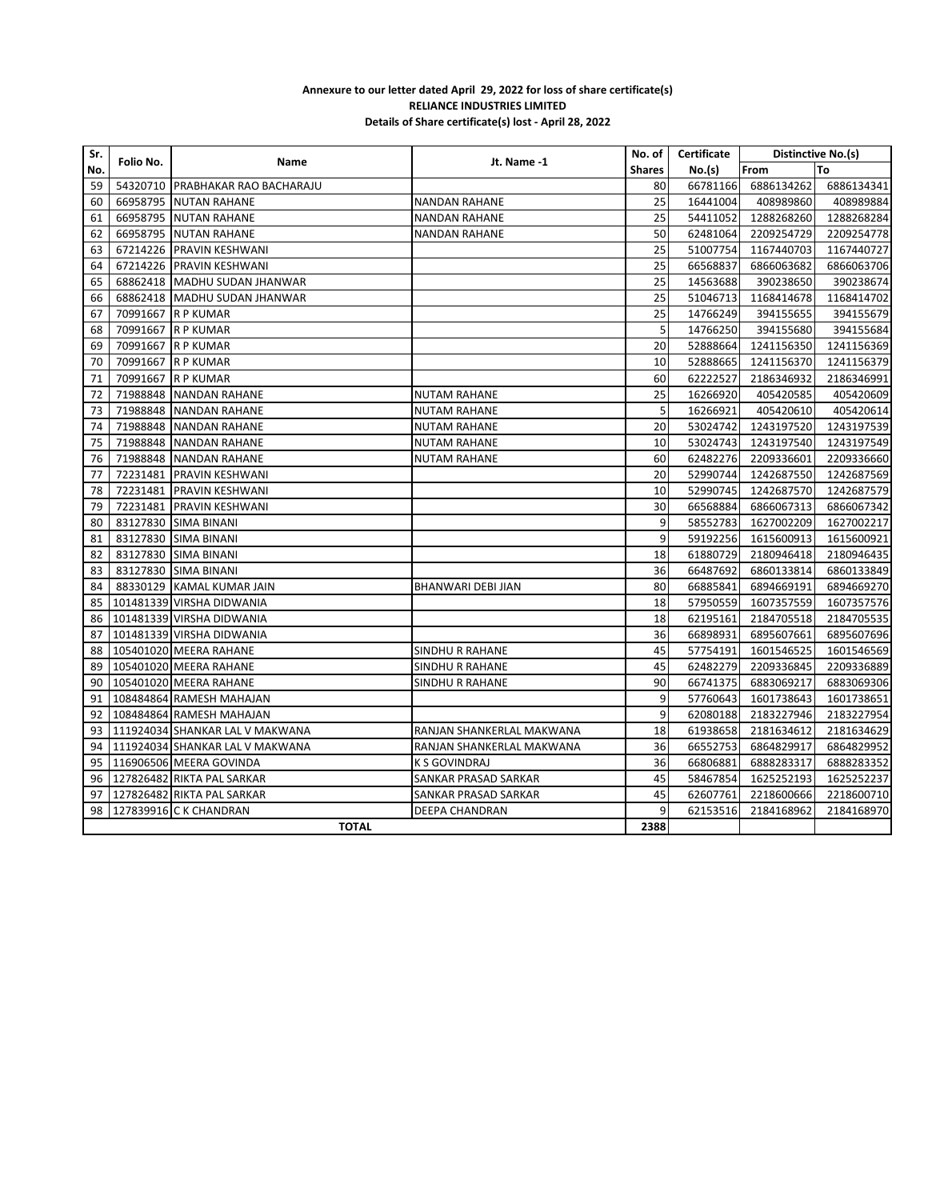**Annexure to our letter dated April 29, 2022 for loss of share certificate(s)**
**RELIANCE INDUSTRIES LIMITED**
**Details of Share certificate(s) lost - April 28, 2022**

| Sr. No. | Folio No. | Name | Jt. Name -1 | No. of Shares | Certificate No.(s) | Distinctive No.(s) | |
|---|---|---|---|---|---|---|---|
| | | | | | | From | To |
| 59 | 54320710 | PRABHAKAR RAO BACHARAJU | | 80 | 66781166 | 6886134262 | 6886134341 |
| 60 | 66958795 | NUTAN RAHANE | NANDAN RAHANE | 25 | 16441004 | 408989860 | 408989884 |
| 61 | 66958795 | NUTAN RAHANE | NANDAN RAHANE | 25 | 54411052 | 1288268260 | 1288268284 |
| 62 | 66958795 | NUTAN RAHANE | NANDAN RAHANE | 50 | 62481064 | 2209254729 | 2209254778 |
| 63 | 67214226 | PRAVIN KESHWANI | | 25 | 51007754 | 1167440703 | 1167440727 |
| 64 | 67214226 | PRAVIN KESHWANI | | 25 | 66568837 | 6866063682 | 6866063706 |
| 65 | 68862418 | MADHU SUDAN JHANWAR | | 25 | 14563688 | 390238650 | 390238674 |
| 66 | 68862418 | MADHU SUDAN JHANWAR | | 25 | 51046713 | 1168414678 | 1168414702 |
| 67 | 70991667 | R P KUMAR | | 25 | 14766249 | 394155655 | 394155679 |
| 68 | 70991667 | R P KUMAR | | 5 | 14766250 | 394155680 | 394155684 |
| 69 | 70991667 | R P KUMAR | | 20 | 52888664 | 1241156350 | 1241156369 |
| 70 | 70991667 | R P KUMAR | | 10 | 52888665 | 1241156370 | 1241156379 |
| 71 | 70991667 | R P KUMAR | | 60 | 62222527 | 2186346932 | 2186346991 |
| 72 | 71988848 | NANDAN RAHANE | NUTAM RAHANE | 25 | 16266920 | 405420585 | 405420609 |
| 73 | 71988848 | NANDAN RAHANE | NUTAM RAHANE | 5 | 16266921 | 405420610 | 405420614 |
| 74 | 71988848 | NANDAN RAHANE | NUTAM RAHANE | 20 | 53024742 | 1243197520 | 1243197539 |
| 75 | 71988848 | NANDAN RAHANE | NUTAM RAHANE | 10 | 53024743 | 1243197540 | 1243197549 |
| 76 | 71988848 | NANDAN RAHANE | NUTAM RAHANE | 60 | 62482276 | 2209336601 | 2209336660 |
| 77 | 72231481 | PRAVIN KESHWANI | | 20 | 52990744 | 1242687550 | 1242687569 |
| 78 | 72231481 | PRAVIN KESHWANI | | 10 | 52990745 | 1242687570 | 1242687579 |
| 79 | 72231481 | PRAVIN KESHWANI | | 30 | 66568884 | 6866067313 | 6866067342 |
| 80 | 83127830 | SIMA BINANI | | 9 | 58552783 | 1627002209 | 1627002217 |
| 81 | 83127830 | SIMA BINANI | | 9 | 59192256 | 1615600913 | 1615600921 |
| 82 | 83127830 | SIMA BINANI | | 18 | 61880729 | 2180946418 | 2180946435 |
| 83 | 83127830 | SIMA BINANI | | 36 | 66487692 | 6860133814 | 6860133849 |
| 84 | 88330129 | KAMAL KUMAR JAIN | BHANWARI DEBI JIAN | 80 | 66885841 | 6894669191 | 6894669270 |
| 85 | 101481339 | VIRSHA DIDWANIA | | 18 | 57950559 | 1607357559 | 1607357576 |
| 86 | 101481339 | VIRSHA DIDWANIA | | 18 | 62195161 | 2184705518 | 2184705535 |
| 87 | 101481339 | VIRSHA DIDWANIA | | 36 | 66898931 | 6895607661 | 6895607696 |
| 88 | 105401020 | MEERA RAHANE | SINDHU R RAHANE | 45 | 57754191 | 1601546525 | 1601546569 |
| 89 | 105401020 | MEERA RAHANE | SINDHU R RAHANE | 45 | 62482279 | 2209336845 | 2209336889 |
| 90 | 105401020 | MEERA RAHANE | SINDHU R RAHANE | 90 | 66741375 | 6883069217 | 6883069306 |
| 91 | 108484864 | RAMESH MAHAJAN | | 9 | 57760643 | 1601738643 | 1601738651 |
| 92 | 108484864 | RAMESH MAHAJAN | | 9 | 62080188 | 2183227946 | 2183227954 |
| 93 | 111924034 | SHANKAR LAL V MAKWANA | RANJAN SHANKERLAL MAKWANA | 18 | 61938658 | 2181634612 | 2181634629 |
| 94 | 111924034 | SHANKAR LAL V MAKWANA | RANJAN SHANKERLAL MAKWANA | 36 | 66552753 | 6864829917 | 6864829952 |
| 95 | 116906506 | MEERA GOVINDA | K S GOVINDRAJ | 36 | 66806881 | 6888283317 | 6888283352 |
| 96 | 127826482 | RIKTA PAL SARKAR | SANKAR PRASAD SARKAR | 45 | 58467854 | 1625252193 | 1625252237 |
| 97 | 127826482 | RIKTA PAL SARKAR | SANKAR PRASAD SARKAR | 45 | 62607761 | 2218600666 | 2218600710 |
| 98 | 127839916 | C K CHANDRAN | DEEPA CHANDRAN | 9 | 62153516 | 2184168962 | 2184168970 |
| **TOTAL** | | | | **2388** | | | |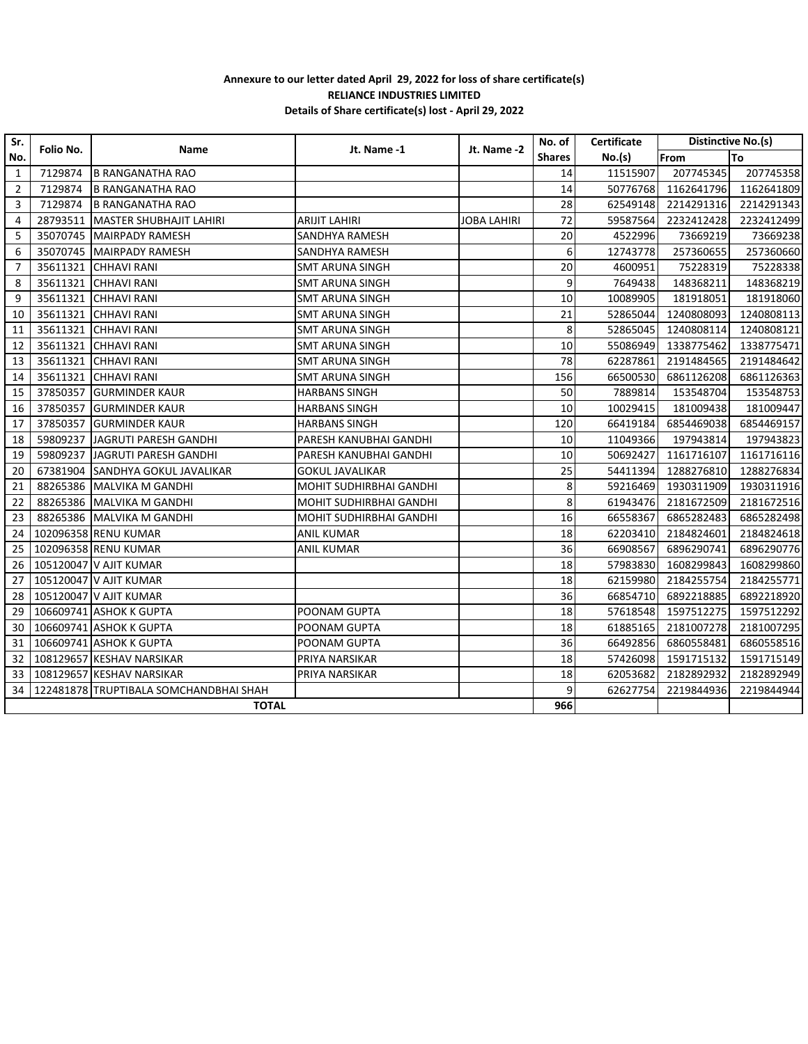**Annexure to our letter dated April 29, 2022 for loss of share certificate(s)**
**RELIANCE INDUSTRIES LIMITED**
**Details of Share certificate(s) lost - April 29, 2022**

| Sr. No. | Folio No. | Name | Jt. Name -1 | Jt. Name -2 | No. of Shares | Certificate No.(s) | Distinctive No.(s) | |
|---|---|---|---|---|---|---|---|---|
| | | | | | | | From | To |
| 1 | 7129874 | B RANGANATHA RAO | | | 14 | 11515907 | 207745345 | 207745358 |
| 2 | 7129874 | B RANGANATHA RAO | | | 14 | 50776768 | 1162641796 | 1162641809 |
| 3 | 7129874 | B RANGANATHA RAO | | | 28 | 62549148 | 2214291316 | 2214291343 |
| 4 | 28793511 | MASTER SHUBHAJIT LAHIRI | ARIJIT LAHIRI | JOBA LAHIRI | 72 | 59587564 | 2232412428 | 2232412499 |
| 5 | 35070745 | MAIRPADY RAMESH | SANDHYA RAMESH | | 20 | 4522996 | 73669219 | 73669238 |
| 6 | 35070745 | MAIRPADY RAMESH | SANDHYA RAMESH | | 6 | 12743778 | 257360655 | 257360660 |
| 7 | 35611321 | CHHAVI RANI | SMT ARUNA SINGH | | 20 | 4600951 | 75228319 | 75228338 |
| 8 | 35611321 | CHHAVI RANI | SMT ARUNA SINGH | | 9 | 7649438 | 148368211 | 148368219 |
| 9 | 35611321 | CHHAVI RANI | SMT ARUNA SINGH | | 10 | 10089905 | 181918051 | 181918060 |
| 10 | 35611321 | CHHAVI RANI | SMT ARUNA SINGH | | 21 | 52865044 | 1240808093 | 1240808113 |
| 11 | 35611321 | CHHAVI RANI | SMT ARUNA SINGH | | 8 | 52865045 | 1240808114 | 1240808121 |
| 12 | 35611321 | CHHAVI RANI | SMT ARUNA SINGH | | 10 | 55086949 | 1338775462 | 1338775471 |
| 13 | 35611321 | CHHAVI RANI | SMT ARUNA SINGH | | 78 | 62287861 | 2191484565 | 2191484642 |
| 14 | 35611321 | CHHAVI RANI | SMT ARUNA SINGH | | 156 | 66500530 | 6861126208 | 6861126363 |
| 15 | 37850357 | GURMINDER KAUR | HARBANS SINGH | | 50 | 7889814 | 153548704 | 153548753 |
| 16 | 37850357 | GURMINDER KAUR | HARBANS SINGH | | 10 | 10029415 | 181009438 | 181009447 |
| 17 | 37850357 | GURMINDER KAUR | HARBANS SINGH | | 120 | 66419184 | 6854469038 | 6854469157 |
| 18 | 59809237 | JAGRUTI PARESH GANDHI | PARESH KANUBHAI GANDHI | | 10 | 11049366 | 197943814 | 197943823 |
| 19 | 59809237 | JAGRUTI PARESH GANDHI | PARESH KANUBHAI GANDHI | | 10 | 50692427 | 1161716107 | 1161716116 |
| 20 | 67381904 | SANDHYA GOKUL JAVALIKAR | GOKUL JAVALIKAR | | 25 | 54411394 | 1288276810 | 1288276834 |
| 21 | 88265386 | MALVIKA M GANDHI | MOHIT SUDHIRBHAI GANDHI | | 8 | 59216469 | 1930311909 | 1930311916 |
| 22 | 88265386 | MALVIKA M GANDHI | MOHIT SUDHIRBHAI GANDHI | | 8 | 61943476 | 2181672509 | 2181672516 |
| 23 | 88265386 | MALVIKA M GANDHI | MOHIT SUDHIRBHAI GANDHI | | 16 | 66558367 | 6865282483 | 6865282498 |
| 24 | 102096358 | RENU KUMAR | ANIL KUMAR | | 18 | 62203410 | 2184824601 | 2184824618 |
| 25 | 102096358 | RENU KUMAR | ANIL KUMAR | | 36 | 66908567 | 6896290741 | 6896290776 |
| 26 | 105120047 | V AJIT KUMAR | | | 18 | 57983830 | 1608299843 | 1608299860 |
| 27 | 105120047 | V AJIT KUMAR | | | 18 | 62159980 | 2184255754 | 2184255771 |
| 28 | 105120047 | V AJIT KUMAR | | | 36 | 66854710 | 6892218885 | 6892218920 |
| 29 | 106609741 | ASHOK K GUPTA | POONAM GUPTA | | 18 | 57618548 | 1597512275 | 1597512292 |
| 30 | 106609741 | ASHOK K GUPTA | POONAM GUPTA | | 18 | 61885165 | 2181007278 | 2181007295 |
| 31 | 106609741 | ASHOK K GUPTA | POONAM GUPTA | | 36 | 66492856 | 6860558481 | 6860558516 |
| 32 | 108129657 | KESHAV NARSIKAR | PRIYA NARSIKAR | | 18 | 57426098 | 1591715132 | 1591715149 |
| 33 | 108129657 | KESHAV NARSIKAR | PRIYA NARSIKAR | | 18 | 62053682 | 2182892932 | 2182892949 |
| 34 | 122481878 | TRUPTIBALA SOMCHANDBHAI SHAH | | | 9 | 62627754 | 2219844936 | 2219844944 |
| | | **TOTAL** | | | **966** | | | |